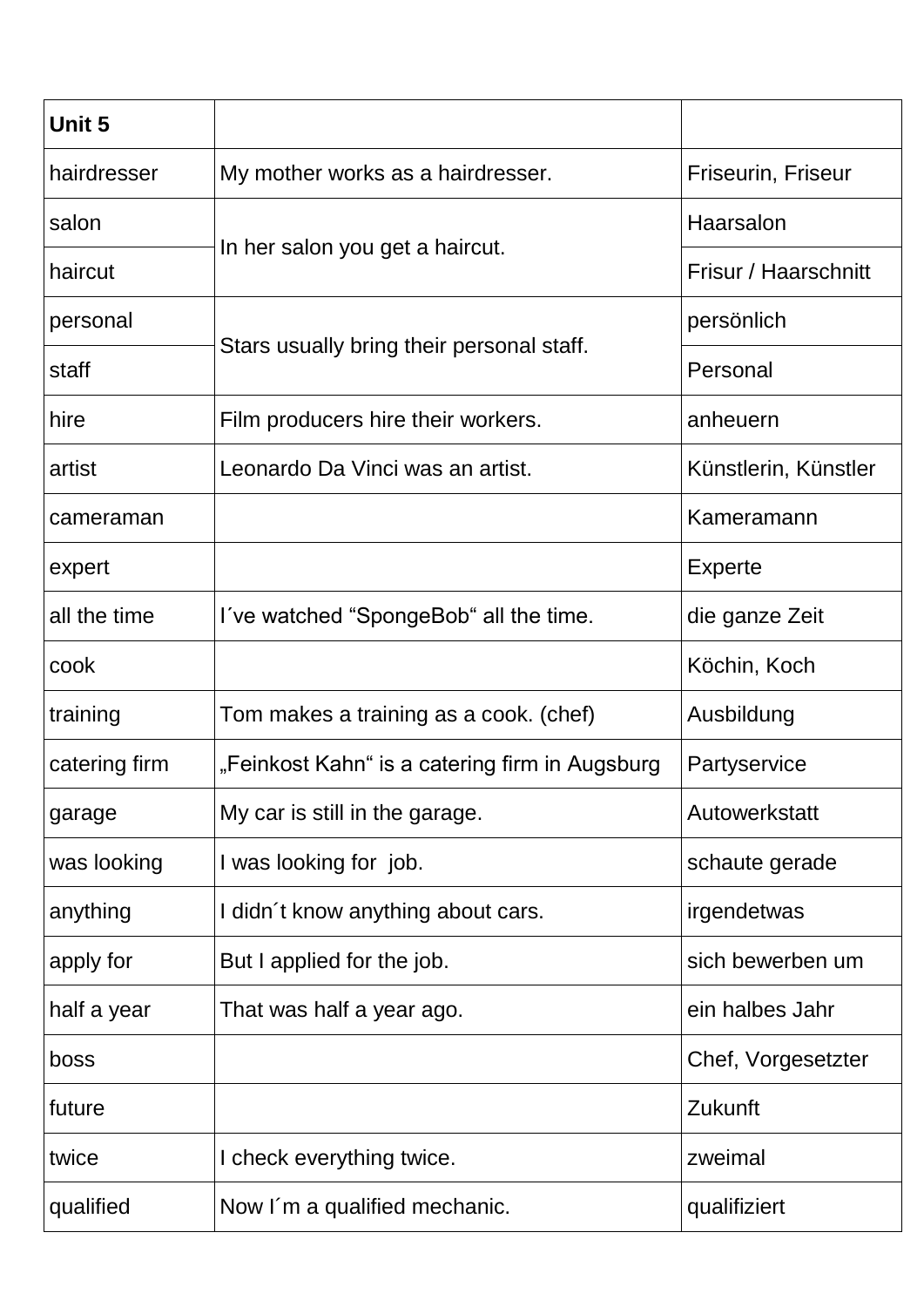| | | |
|---|---|---|
| **Unit 5** | | |
| hairdresser | My mother works as a hairdresser. | Friseurin, Friseur |
| salon | In her salon you get a haircut. | Haarsalon |
| haircut | | Frisur / Haarschnitt |
| personal | Stars usually bring their personal staff. | persönlich |
| staff | | Personal |
| hire | Film producers hire their workers. | anheuern |
| artist | Leonardo Da Vinci was an artist. | Künstlerin, Künstler |
| cameraman | | Kameramann |
| expert | | Experte |
| all the time | I´ve watched “SpongeBob“ all the time. | die ganze Zeit |
| cook | | Köchin, Koch |
| training | Tom makes a training as a cook. (chef) | Ausbildung |
| catering firm | „Feinkost Kahn“ is a catering firm in Augsburg | Partyservice |
| garage | My car is still in the garage. | Autowerkstatt |
| was looking | I was looking for job. | schaute gerade |
| anything | I didn´t know anything about cars. | irgendetwas |
| apply for | But I applied for the job. | sich bewerben um |
| half a year | That was half a year ago. | ein halbes Jahr |
| boss | | Chef, Vorgesetzter |
| future | | Zukunft |
| twice | I check everything twice. | zweimal |
| qualified | Now I´m a qualified mechanic. | qualifiziert |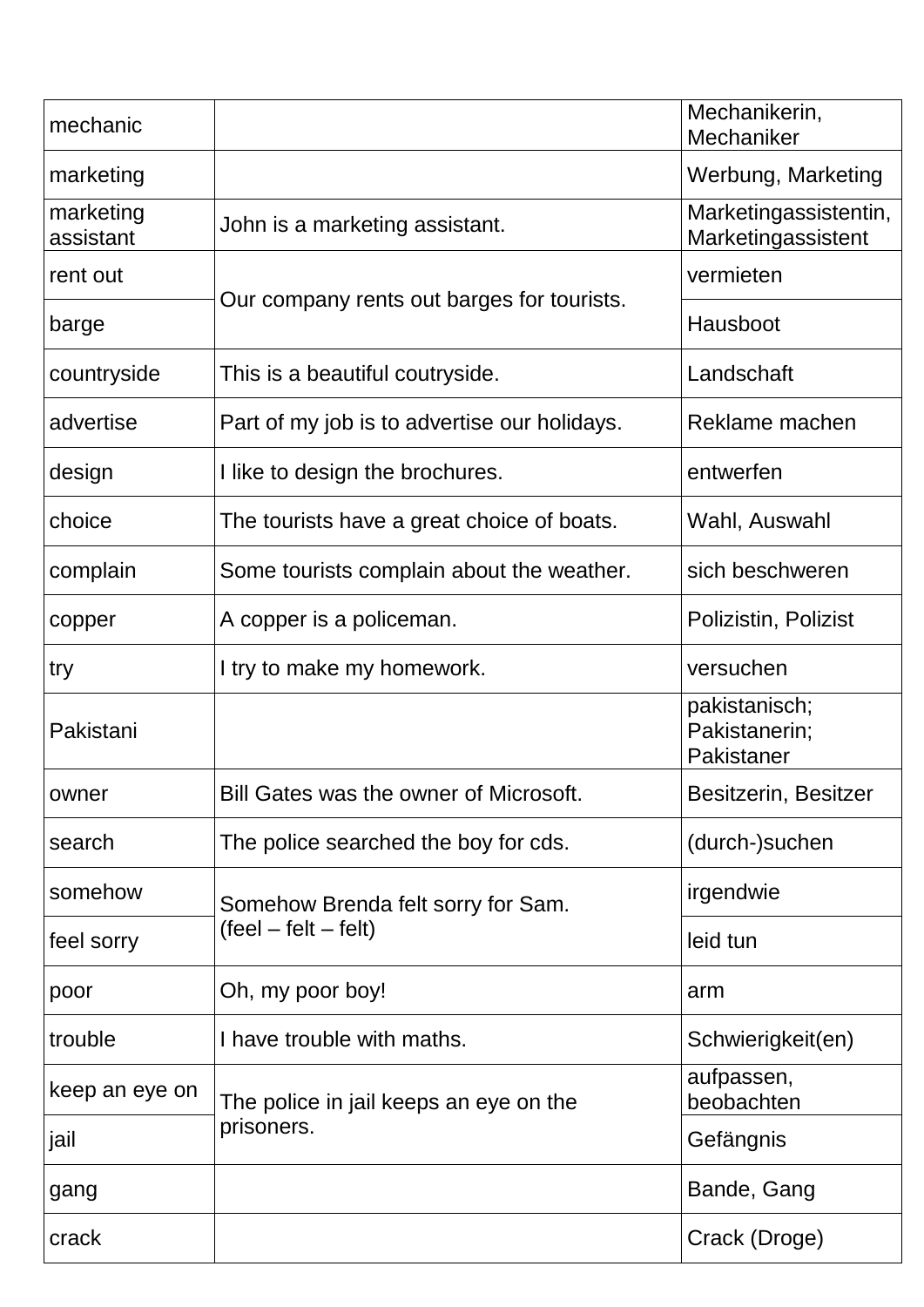| | | |
|---|---|---|
| mechanic | | Mechanikerin, Mechaniker |
| marketing | | Werbung, Marketing |
| marketing assistant | John is a marketing assistant. | Marketingassistentin, Marketingassistent |
| rent out | Our company rents out barges for tourists. | vermieten |
| barge | | Hausboot |
| countryside | This is a beautiful coutryside. | Landschaft |
| advertise | Part of my job is to advertise our holidays. | Reklame machen |
| design | I like to design the brochures. | entwerfen |
| choice | The tourists have a great choice of boats. | Wahl, Auswahl |
| complain | Some tourists complain about the weather. | sich beschweren |
| copper | A copper is a policeman. | Polizistin, Polizist |
| try | I try to make my homework. | versuchen |
| Pakistani | | pakistanisch; Pakistanerin; Pakistaner |
| owner | Bill Gates was the owner of Microsoft. | Besitzerin, Besitzer |
| search | The police searched the boy for cds. | (durch-)suchen |
| somehow | Somehow Brenda felt sorry for Sam. (feel – felt – felt) | irgendwie |
| feel sorry | | leid tun |
| poor | Oh, my poor boy! | arm |
| trouble | I have trouble with maths. | Schwierigkeit(en) |
| keep an eye on | The police in jail keeps an eye on the prisoners. | aufpassen, beobachten |
| jail | | Gefängnis |
| gang | | Bande, Gang |
| crack | | Crack (Droge) |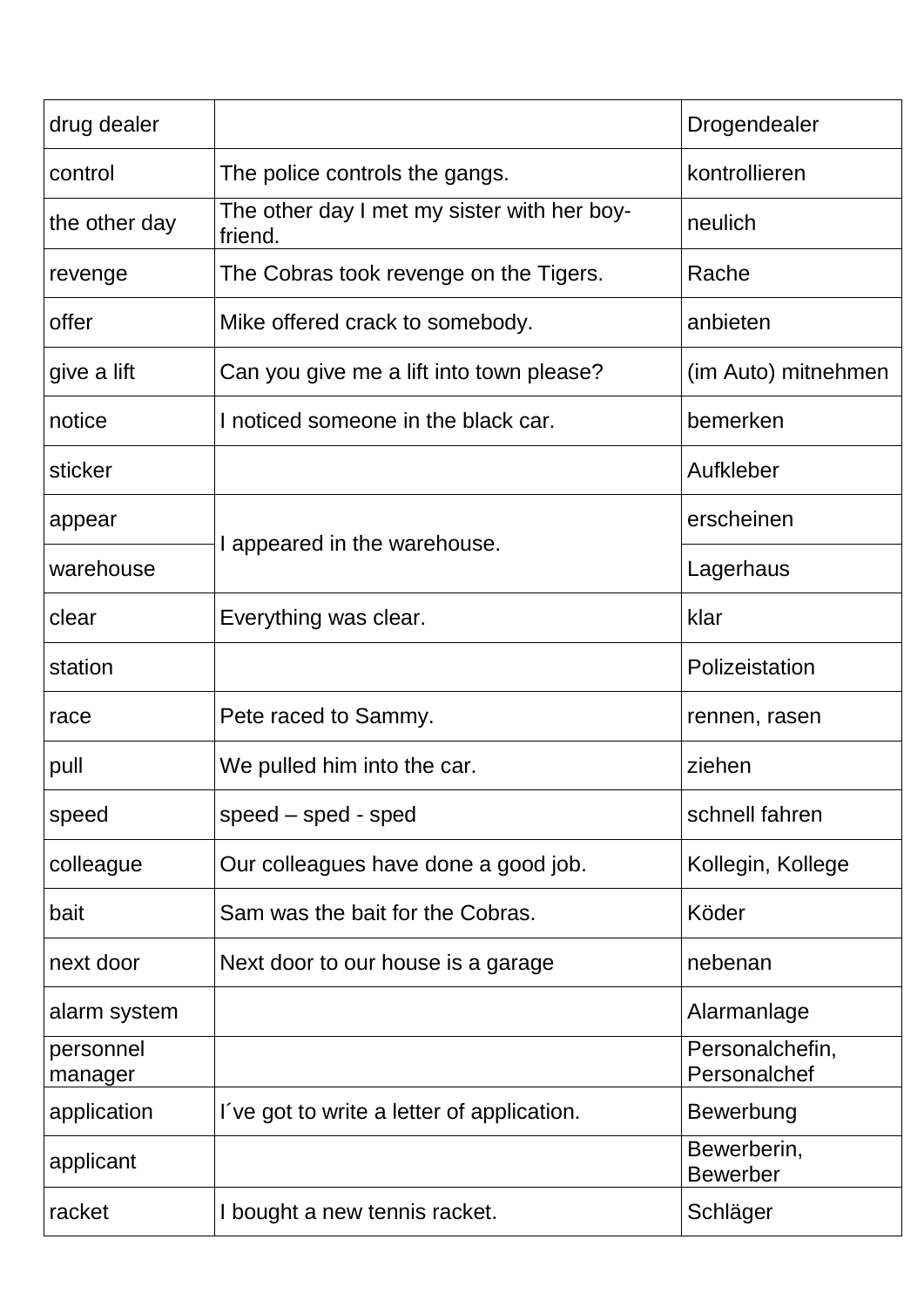| | | |
|---|---|---|
| drug dealer | | Drogendealer |
| control | The police controls the gangs. | kontrollieren |
| the other day | The other day I met my sister with her boy-friend. | neulich |
| revenge | The Cobras took revenge on the Tigers. | Rache |
| offer | Mike offered crack to somebody. | anbieten |
| give a lift | Can you give me a lift into town please? | (im Auto) mitnehmen |
| notice | I noticed someone in the black car. | bemerken |
| sticker | | Aufkleber |
| appear | I appeared in the warehouse. | erscheinen |
| warehouse | | Lagerhaus |
| clear | Everything was clear. | klar |
| station | | Polizeistation |
| race | Pete raced to Sammy. | rennen, rasen |
| pull | We pulled him into the car. | ziehen |
| speed | speed – sped - sped | schnell fahren |
| colleague | Our colleagues have done a good job. | Kollegin, Kollege |
| bait | Sam was the bait for the Cobras. | Köder |
| next door | Next door to our house is a garage | nebenan |
| alarm system | | Alarmanlage |
| personnel manager | | Personalchefin, Personalchef |
| application | I´ve got to write a letter of application. | Bewerbung |
| applicant | | Bewerberin, Bewerber |
| racket | I bought a new tennis racket. | Schläger |